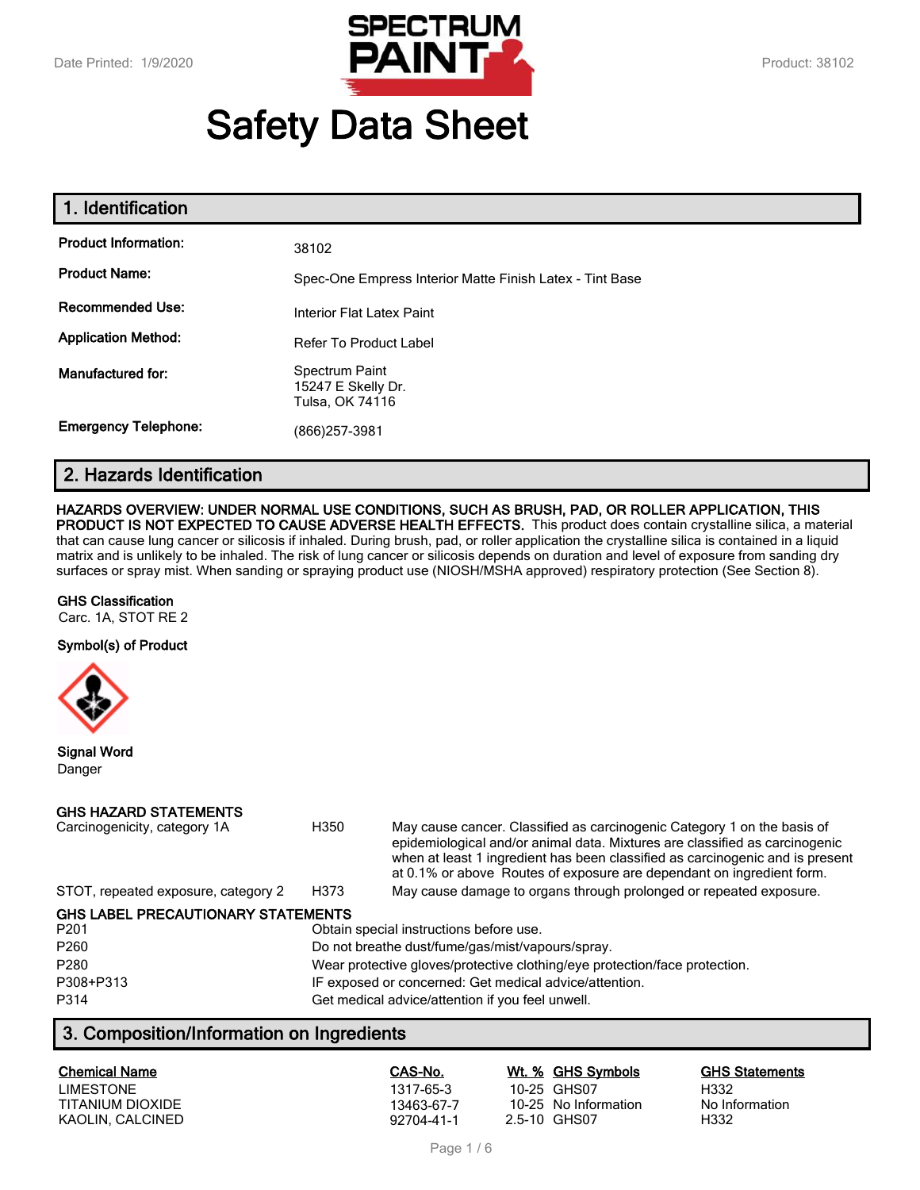# Safety Data Sheet

## 1. Identification

| | |
|---|---|
| **Product Information:** | 38102 |
| **Product Name:** | Spec-One Empress Interior Matte Finish Latex - Tint Base |
| **Recommended Use:** | Interior Flat Latex Paint |
| **Application Method:** | Refer To Product Label |
| **Manufactured for:** | Spectrum Paint<br>15247 E Skelly Dr.<br>Tulsa, OK 74116 |
| **Emergency Telephone:** | (866)257-3981 |

## 2. Hazards Identification

**HAZARDS OVERVIEW: UNDER NORMAL USE CONDITIONS, SUCH AS BRUSH, PAD, OR ROLLER APPLICATION, THIS PRODUCT IS NOT EXPECTED TO CAUSE ADVERSE HEALTH EFFECTS.** This product does contain crystalline silica, a material that can cause lung cancer or silicosis if inhaled. During brush, pad, or roller application the crystalline silica is contained in a liquid matrix and is unlikely to be inhaled. The risk of lung cancer or silicosis depends on duration and level of exposure from sanding dry surfaces or spray mist. When sanding or spraying product use (NIOSH/MSHA approved) respiratory protection (See Section 8).

**GHS Classification**

Carc. 1A, STOT RE 2

**Symbol(s) of Product**

**Signal Word**

Danger

**GHS HAZARD STATEMENTS**

| | | |
|---|---|---|
| Carcinogenicity, category 1A | H350 | May cause cancer. Classified as carcinogenic Category 1 on the basis of epidemiological and/or animal data. Mixtures are classified as carcinogenic when at least 1 ingredient has been classified as carcinogenic and is present at 0.1% or above Routes of exposure are dependant on ingredient form. |
| STOT, repeated exposure, category 2 | H373 | May cause damage to organs through prolonged or repeated exposure. |

**GHS LABEL PRECAUTIONARY STATEMENTS**

| | |
|---|---|
| P201 | Obtain special instructions before use. |
| P260 | Do not breathe dust/fume/gas/mist/vapours/spray. |
| P280 | Wear protective gloves/protective clothing/eye protection/face protection. |
| P308+P313 | IF exposed or concerned: Get medical advice/attention. |
| P314 | Get medical advice/attention if you feel unwell. |

## 3. Composition/Information on Ingredients

| Chemical Name | CAS-No. | Wt. % | GHS Symbols | GHS Statements |
|---|---|---|---|---|
| LIMESTONE | 1317-65-3 | 10-25 | GHS07 | H332 |
| TITANIUM DIOXIDE | 13463-67-7 | 10-25 | No Information | No Information |
| KAOLIN, CALCINED | 92704-41-1 | 2.5-10 | GHS07 | H332 |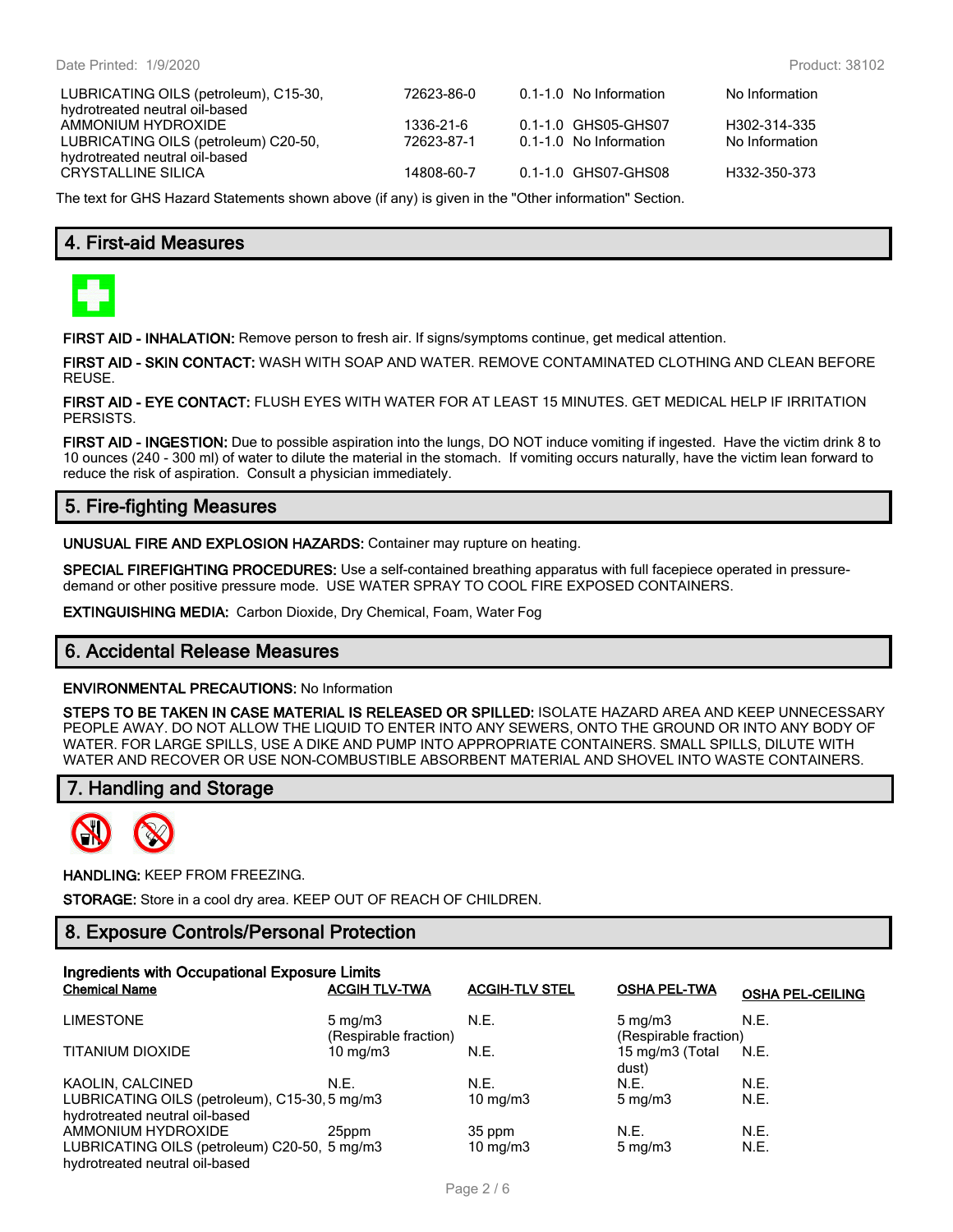| | | | | |
|---|---|---|---|---|
| LUBRICATING OILS (petroleum), C15-30, hydrotreated neutral oil-based | 72623-86-0 | 0.1-1.0 | No Information | No Information |
| AMMONIUM HYDROXIDE | 1336-21-6 | 0.1-1.0 | GHS05-GHS07 | H302-314-335 |
| LUBRICATING OILS (petroleum) C20-50, hydrotreated neutral oil-based | 72623-87-1 | 0.1-1.0 | No Information | No Information |
| CRYSTALLINE SILICA | 14808-60-7 | 0.1-1.0 | GHS07-GHS08 | H332-350-373 |

The text for GHS Hazard Statements shown above (if any) is given in the "Other information" Section.

## 4. First-aid Measures

**FIRST AID - INHALATION:** Remove person to fresh air. If signs/symptoms continue, get medical attention.

**FIRST AID - SKIN CONTACT:** WASH WITH SOAP AND WATER. REMOVE CONTAMINATED CLOTHING AND CLEAN BEFORE REUSE.

**FIRST AID - EYE CONTACT:** FLUSH EYES WITH WATER FOR AT LEAST 15 MINUTES. GET MEDICAL HELP IF IRRITATION PERSISTS.

**FIRST AID - INGESTION:** Due to possible aspiration into the lungs, DO NOT induce vomiting if ingested. Have the victim drink 8 to 10 ounces (240 - 300 ml) of water to dilute the material in the stomach. If vomiting occurs naturally, have the victim lean forward to reduce the risk of aspiration. Consult a physician immediately.

## 5. Fire-fighting Measures

**UNUSUAL FIRE AND EXPLOSION HAZARDS:** Container may rupture on heating.

**SPECIAL FIREFIGHTING PROCEDURES:** Use a self-contained breathing apparatus with full facepiece operated in pressure-demand or other positive pressure mode. USE WATER SPRAY TO COOL FIRE EXPOSED CONTAINERS.

**EXTINGUISHING MEDIA:** Carbon Dioxide, Dry Chemical, Foam, Water Fog

## 6. Accidental Release Measures

**ENVIRONMENTAL PRECAUTIONS:** No Information

**STEPS TO BE TAKEN IN CASE MATERIAL IS RELEASED OR SPILLED:** ISOLATE HAZARD AREA AND KEEP UNNECESSARY PEOPLE AWAY. DO NOT ALLOW THE LIQUID TO ENTER INTO ANY SEWERS, ONTO THE GROUND OR INTO ANY BODY OF WATER. FOR LARGE SPILLS, USE A DIKE AND PUMP INTO APPROPRIATE CONTAINERS. SMALL SPILLS, DILUTE WITH WATER AND RECOVER OR USE NON-COMBUSTIBLE ABSORBENT MATERIAL AND SHOVEL INTO WASTE CONTAINERS.

## 7. Handling and Storage

**HANDLING:** KEEP FROM FREEZING.

**STORAGE:** Store in a cool dry area. KEEP OUT OF REACH OF CHILDREN.

## 8. Exposure Controls/Personal Protection

**Ingredients with Occupational Exposure Limits**

| Chemical Name | ACGIH TLV-TWA | ACGIH-TLV STEL | OSHA PEL-TWA | OSHA PEL-CEILING |
|---|---|---|---|---|
| LIMESTONE | 5 mg/m3 (Respirable fraction) | N.E. | 5 mg/m3 (Respirable fraction) | N.E. |
| TITANIUM DIOXIDE | 10 mg/m3 | N.E. | 15 mg/m3 (Total dust) | N.E. |
| KAOLIN, CALCINED | N.E. | N.E. | N.E. | N.E. |
| LUBRICATING OILS (petroleum), C15-30, hydrotreated neutral oil-based | 5 mg/m3 | 10 mg/m3 | 5 mg/m3 | N.E. |
| AMMONIUM HYDROXIDE | 25ppm | 35 ppm | N.E. | N.E. |
| LUBRICATING OILS (petroleum) C20-50, hydrotreated neutral oil-based | 5 mg/m3 | 10 mg/m3 | 5 mg/m3 | N.E. |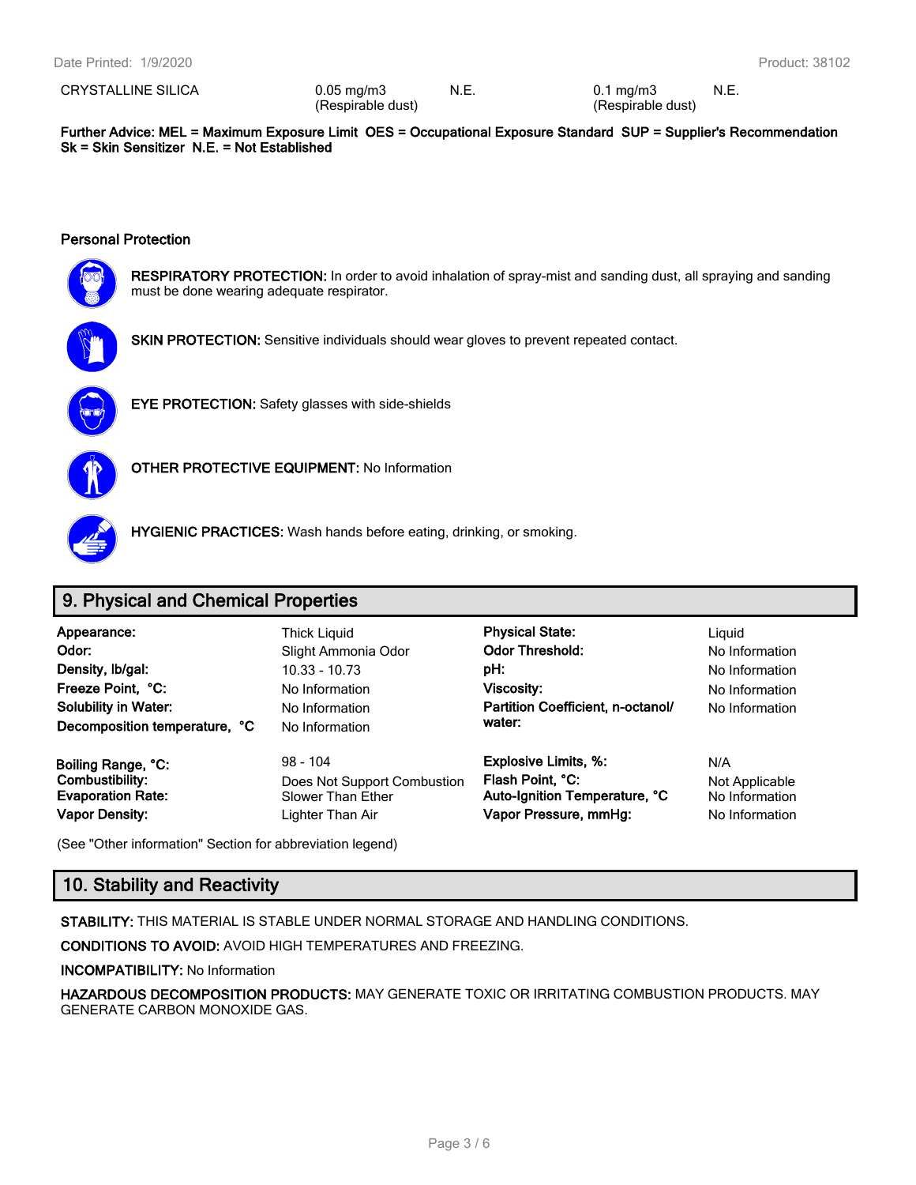| CRYSTALLINE SILICA | 0.05 mg/m3 (Respirable dust) | N.E. | 0.1 mg/m3 (Respirable dust) | N.E. |
|---|---|---|---|---|

**Further Advice: MEL = Maximum Exposure Limit OES = Occupational Exposure Standard SUP = Supplier's Recommendation Sk = Skin Sensitizer N.E. = Not Established**

### Personal Protection

**RESPIRATORY PROTECTION:** In order to avoid inhalation of spray-mist and sanding dust, all spraying and sanding must be done wearing adequate respirator.

**SKIN PROTECTION:** Sensitive individuals should wear gloves to prevent repeated contact.

**EYE PROTECTION:** Safety glasses with side-shields

**OTHER PROTECTIVE EQUIPMENT:** No Information

**HYGIENIC PRACTICES:** Wash hands before eating, drinking, or smoking.

## 9. Physical and Chemical Properties

| | | | |
|---|---|---|---|
| **Appearance:** | Thick Liquid | **Physical State:** | Liquid |
| **Odor:** | Slight Ammonia Odor | **Odor Threshold:** | No Information |
| **Density, lb/gal:** | 10.33 - 10.73 | **pH:** | No Information |
| **Freeze Point, °C:** | No Information | **Viscosity:** | No Information |
| **Solubility in Water:** | No Information | **Partition Coefficient, n-octanol/ water:** | No Information |
| **Decomposition temperature, °C** | No Information | | |
| **Boiling Range, °C:** | 98 - 104 | **Explosive Limits, %:** | N/A |
| **Combustibility:** | Does Not Support Combustion | **Flash Point, °C:** | Not Applicable |
| **Evaporation Rate:** | Slower Than Ether | **Auto-Ignition Temperature, °C** | No Information |
| **Vapor Density:** | Lighter Than Air | **Vapor Pressure, mmHg:** | No Information |

(See "Other information" Section for abbreviation legend)

## 10. Stability and Reactivity

**STABILITY:** THIS MATERIAL IS STABLE UNDER NORMAL STORAGE AND HANDLING CONDITIONS.

**CONDITIONS TO AVOID:** AVOID HIGH TEMPERATURES AND FREEZING.

**INCOMPATIBILITY:** No Information

**HAZARDOUS DECOMPOSITION PRODUCTS:** MAY GENERATE TOXIC OR IRRITATING COMBUSTION PRODUCTS. MAY GENERATE CARBON MONOXIDE GAS.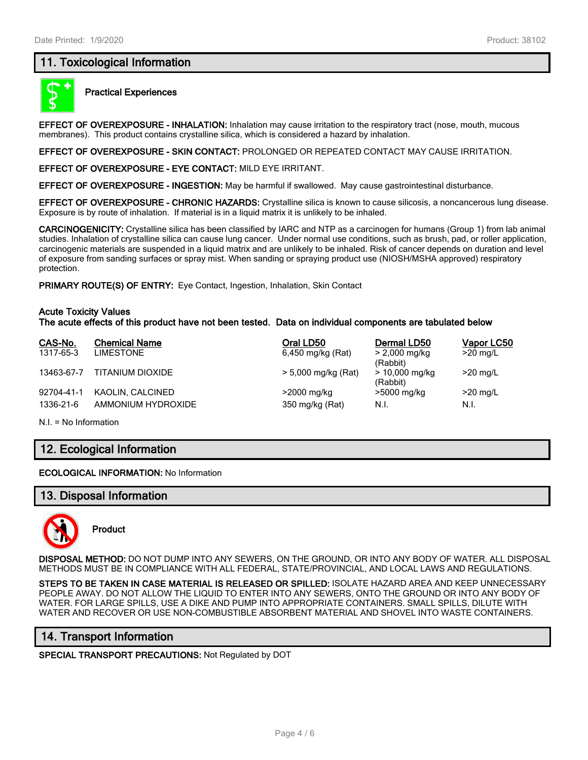## 11. Toxicological Information

**Practical Experiences**

**EFFECT OF OVEREXPOSURE - INHALATION:** Inhalation may cause irritation to the respiratory tract (nose, mouth, mucous membranes). This product contains crystalline silica, which is considered a hazard by inhalation.

**EFFECT OF OVEREXPOSURE - SKIN CONTACT:** PROLONGED OR REPEATED CONTACT MAY CAUSE IRRITATION.

**EFFECT OF OVEREXPOSURE - EYE CONTACT:** MILD EYE IRRITANT.

**EFFECT OF OVEREXPOSURE - INGESTION:** May be harmful if swallowed. May cause gastrointestinal disturbance.

**EFFECT OF OVEREXPOSURE - CHRONIC HAZARDS:** Crystalline silica is known to cause silicosis, a noncancerous lung disease. Exposure is by route of inhalation. If material is in a liquid matrix it is unlikely to be inhaled.

**CARCINOGENICITY:** Crystalline silica has been classified by IARC and NTP as a carcinogen for humans (Group 1) from lab animal studies. Inhalation of crystalline silica can cause lung cancer. Under normal use conditions, such as brush, pad, or roller application, carcinogenic materials are suspended in a liquid matrix and are unlikely to be inhaled. Risk of cancer depends on duration and level of exposure from sanding surfaces or spray mist. When sanding or spraying product use (NIOSH/MSHA approved) respiratory protection.

**PRIMARY ROUTE(S) OF ENTRY:** Eye Contact, Ingestion, Inhalation, Skin Contact

**Acute Toxicity Values**
**The acute effects of this product have not been tested. Data on individual components are tabulated below**

| CAS-No. | Chemical Name | Oral LD50 | Dermal LD50 | Vapor LC50 |
|---|---|---|---|---|
| 1317-65-3 | LIMESTONE | 6,450 mg/kg (Rat) | > 2,000 mg/kg (Rabbit) | >20 mg/L |
| 13463-67-7 | TITANIUM DIOXIDE | > 5,000 mg/kg (Rat) | > 10,000 mg/kg (Rabbit) | >20 mg/L |
| 92704-41-1 | KAOLIN, CALCINED | >2000 mg/kg | >5000 mg/kg | >20 mg/L |
| 1336-21-6 | AMMONIUM HYDROXIDE | 350 mg/kg (Rat) | N.I. | N.I. |

N.I. = No Information

## 12. Ecological Information

**ECOLOGICAL INFORMATION:** No Information

## 13. Disposal Information

**Product**

**DISPOSAL METHOD:** DO NOT DUMP INTO ANY SEWERS, ON THE GROUND, OR INTO ANY BODY OF WATER. ALL DISPOSAL METHODS MUST BE IN COMPLIANCE WITH ALL FEDERAL, STATE/PROVINCIAL, AND LOCAL LAWS AND REGULATIONS.

**STEPS TO BE TAKEN IN CASE MATERIAL IS RELEASED OR SPILLED:** ISOLATE HAZARD AREA AND KEEP UNNECESSARY PEOPLE AWAY. DO NOT ALLOW THE LIQUID TO ENTER INTO ANY SEWERS, ONTO THE GROUND OR INTO ANY BODY OF WATER. FOR LARGE SPILLS, USE A DIKE AND PUMP INTO APPROPRIATE CONTAINERS. SMALL SPILLS, DILUTE WITH WATER AND RECOVER OR USE NON-COMBUSTIBLE ABSORBENT MATERIAL AND SHOVEL INTO WASTE CONTAINERS.

## 14. Transport Information

**SPECIAL TRANSPORT PRECAUTIONS:** Not Regulated by DOT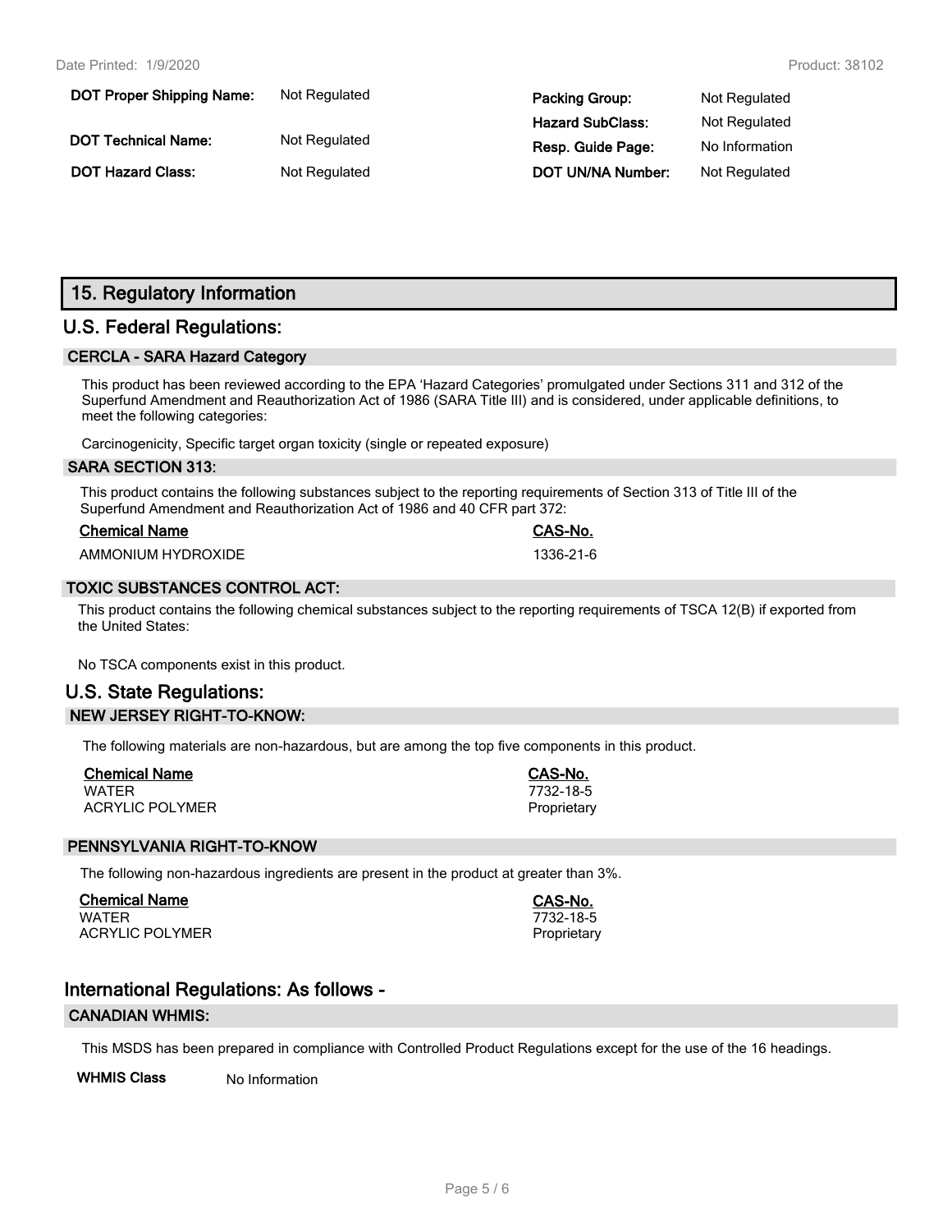| | | | |
|---|---|---|---|
| **DOT Proper Shipping Name:** | Not Regulated | **Packing Group:** | Not Regulated |
| | | **Hazard SubClass:** | Not Regulated |
| **DOT Technical Name:** | Not Regulated | **Resp. Guide Page:** | No Information |
| **DOT Hazard Class:** | Not Regulated | **DOT UN/NA Number:** | Not Regulated |

## 15. Regulatory Information

### U.S. Federal Regulations:

#### CERCLA - SARA Hazard Category

This product has been reviewed according to the EPA 'Hazard Categories' promulgated under Sections 311 and 312 of the Superfund Amendment and Reauthorization Act of 1986 (SARA Title III) and is considered, under applicable definitions, to meet the following categories:

Carcinogenicity, Specific target organ toxicity (single or repeated exposure)

#### SARA SECTION 313:

This product contains the following substances subject to the reporting requirements of Section 313 of Title III of the Superfund Amendment and Reauthorization Act of 1986 and 40 CFR part 372:

| Chemical Name | CAS-No. |
|---|---|
| AMMONIUM HYDROXIDE | 1336-21-6 |

#### TOXIC SUBSTANCES CONTROL ACT:

This product contains the following chemical substances subject to the reporting requirements of TSCA 12(B) if exported from the United States:

No TSCA components exist in this product.

### U.S. State Regulations:

#### NEW JERSEY RIGHT-TO-KNOW:

The following materials are non-hazardous, but are among the top five components in this product.

| Chemical Name | CAS-No. |
|---|---|
| WATER | 7732-18-5 |
| ACRYLIC POLYMER | Proprietary |

#### PENNSYLVANIA RIGHT-TO-KNOW

The following non-hazardous ingredients are present in the product at greater than 3%.

| Chemical Name | CAS-No. |
|---|---|
| WATER | 7732-18-5 |
| ACRYLIC POLYMER | Proprietary |

### International Regulations: As follows -

#### CANADIAN WHMIS:

This MSDS has been prepared in compliance with Controlled Product Regulations except for the use of the 16 headings.

**WHMIS Class** No Information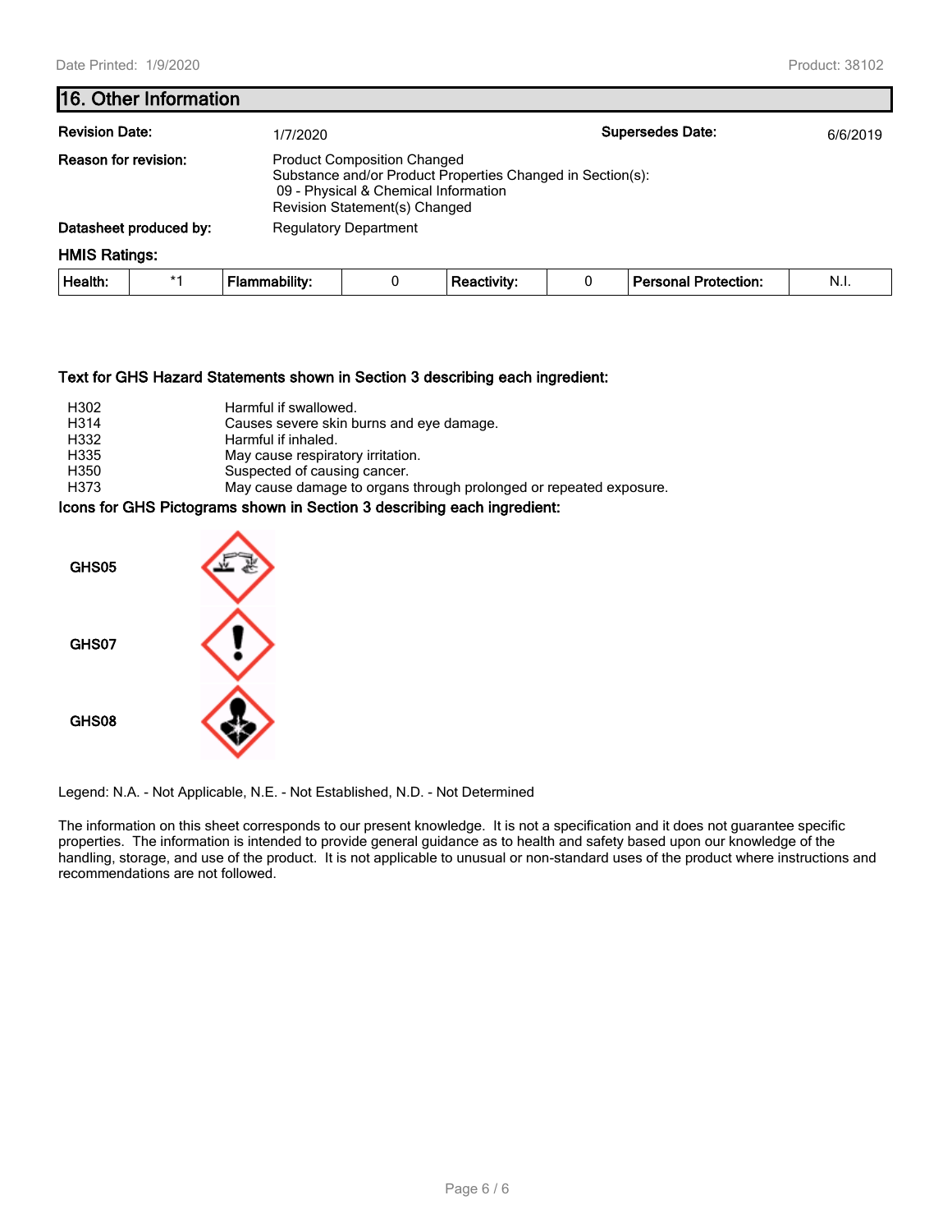## 16. Other Information

| | | | |
|---|---|---|---|
| **Revision Date:** | 1/7/2020 | **Supersedes Date:** | 6/6/2019 |

**Reason for revision:** Product Composition Changed
Substance and/or Product Properties Changed in Section(s):
09 - Physical & Chemical Information
Revision Statement(s) Changed

**Datasheet produced by:** Regulatory Department

**HMIS Ratings:**

| | | | | | | | |
|---|---|---|---|---|---|---|---|
| **Health:** | *1 | **Flammability:** | 0 | **Reactivity:** | 0 | **Personal Protection:** | N.I. |

**Text for GHS Hazard Statements shown in Section 3 describing each ingredient:**

| | |
|---|---|
| H302 | Harmful if swallowed. |
| H314 | Causes severe skin burns and eye damage. |
| H332 | Harmful if inhaled. |
| H335 | May cause respiratory irritation. |
| H350 | Suspected of causing cancer. |
| H373 | May cause damage to organs through prolonged or repeated exposure. |

**Icons for GHS Pictograms shown in Section 3 describing each ingredient:**

**GHS05**

**GHS07**

**GHS08**

Legend: N.A. - Not Applicable, N.E. - Not Established, N.D. - Not Determined

The information on this sheet corresponds to our present knowledge. It is not a specification and it does not guarantee specific properties. The information is intended to provide general guidance as to health and safety based upon our knowledge of the handling, storage, and use of the product. It is not applicable to unusual or non-standard uses of the product where instructions and recommendations are not followed.